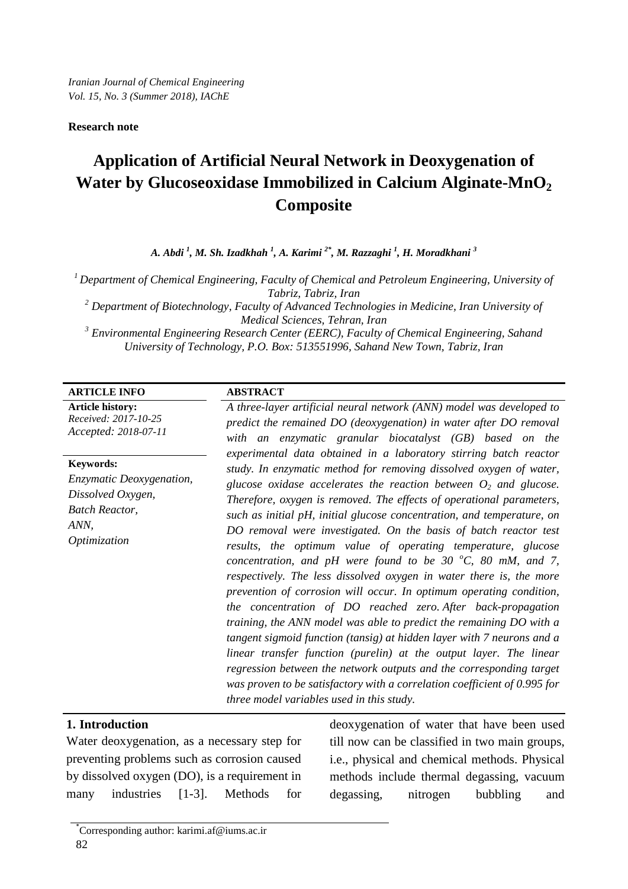*Iranian Journal of Chemical Engineering*
*Vol. 15, No. 3 (Summer 2018), IAChE*

**Research note**

# Application of Artificial Neural Network in Deoxygenation of Water by Glucoseoxidase Immobilized in Calcium Alginate-$MnO_2$ Composite

***A. Abdi [1], M. Sh. Izadkhah [1], A. Karimi [2*], M. Razzaghi [1], H. Moradkhani [3]***

*[1] Department of Chemical Engineering, Faculty of Chemical and Petroleum Engineering, University of Tabriz, Tabriz, Iran*
*[2] Department of Biotechnology, Faculty of Advanced Technologies in Medicine, Iran University of Medical Sciences, Tehran, Iran*
*[3] Environmental Engineering Research Center (EERC), Faculty of Chemical Engineering, Sahand University of Technology, P.O. Box: 513551996, Sahand New Town, Tabriz, Iran*

**ARTICLE INFO**

**Article history:**
*Received: 2017-10-25*
*Accepted: 2018-07-11*

**Keywords:**
*Enzymatic Deoxygenation,*
*Dissolved Oxygen,*
*Batch Reactor,*
*ANN,*
*Optimization*

**ABSTRACT**

*A three-layer artificial neural network (ANN) model was developed to predict the remained DO (deoxygenation) in water after DO removal with an enzymatic granular biocatalyst (GB) based on the experimental data obtained in a laboratory stirring batch reactor study. In enzymatic method for removing dissolved oxygen of water, glucose oxidase accelerates the reaction between $O_2$ and glucose. Therefore, oxygen is removed. The effects of operational parameters, such as initial pH, initial glucose concentration, and temperature, on DO removal were investigated. On the basis of batch reactor test results, the optimum value of operating temperature, glucose concentration, and pH were found to be 30 $^oC$, 80 mM, and 7, respectively. The less dissolved oxygen in water there is, the more prevention of corrosion will occur. In optimum operating condition, the concentration of DO reached zero. After back-propagation training, the ANN model was able to predict the remaining DO with a tangent sigmoid function (tansig) at hidden layer with 7 neurons and a linear transfer function (purelin) at the output layer. The linear regression between the network outputs and the corresponding target was proven to be satisfactory with a correlation coefficient of 0.995 for three model variables used in this study.*

## 1. Introduction

Water deoxygenation, as a necessary step for preventing problems such as corrosion caused by dissolved oxygen (DO), is a requirement in many industries [1-3]. Methods for deoxygenation of water that have been used till now can be classified in two main groups, i.e., physical and chemical methods. Physical methods include thermal degassing, vacuum degassing, nitrogen bubbling and

---

[*] Corresponding author: karimi.af@iums.ac.ir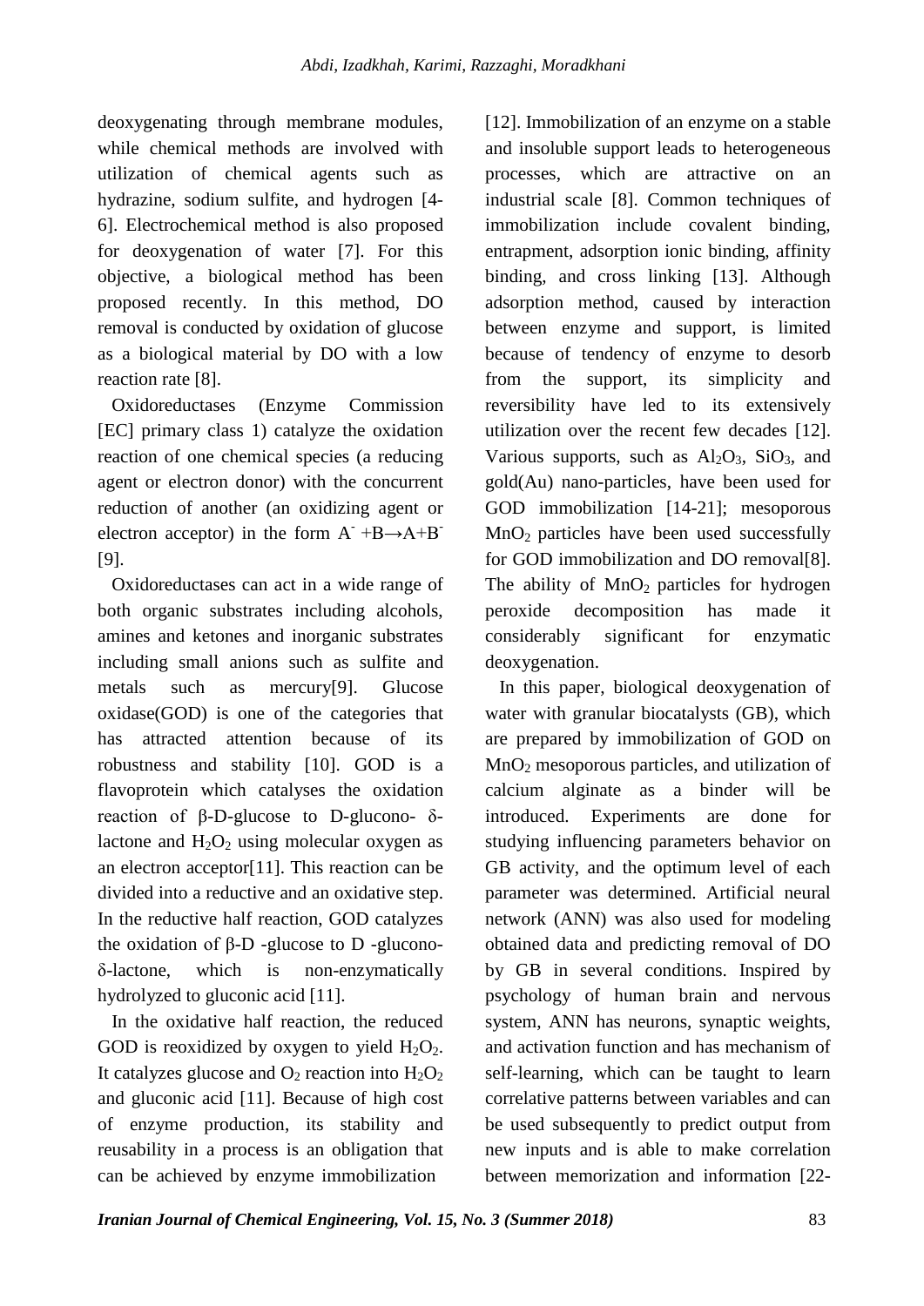deoxygenating through membrane modules, while chemical methods are involved with utilization of chemical agents such as hydrazine, sodium sulfite, and hydrogen [4-6]. Electrochemical method is also proposed for deoxygenation of water [7]. For this objective, a biological method has been proposed recently. In this method, DO removal is conducted by oxidation of glucose as a biological material by DO with a low reaction rate [8].

Oxidoreductases (Enzyme Commission [EC] primary class 1) catalyze the oxidation reaction of one chemical species (a reducing agent or electron donor) with the concurrent reduction of another (an oxidizing agent or electron acceptor) in the form $A^- + B \rightarrow A + B^-$ [9].

Oxidoreductases can act in a wide range of both organic substrates including alcohols, amines and ketones and inorganic substrates including small anions such as sulfite and metals such as mercury[9]. Glucose oxidase(GOD) is one of the categories that has attracted attention because of its robustness and stability [10]. GOD is a flavoprotein which catalyses the oxidation reaction of β-D-glucose to D-glucono- δ-lactone and $H_2O_2$ using molecular oxygen as an electron acceptor[11]. This reaction can be divided into a reductive and an oxidative step. In the reductive half reaction, GOD catalyzes the oxidation of β-D -glucose to D -glucono-δ-lactone, which is non-enzymatically hydrolyzed to gluconic acid [11].

In the oxidative half reaction, the reduced GOD is reoxidized by oxygen to yield $H_2O_2$. It catalyzes glucose and $O_2$ reaction into $H_2O_2$ and gluconic acid [11]. Because of high cost of enzyme production, its stability and reusability in a process is an obligation that can be achieved by enzyme immobilization [12]. Immobilization of an enzyme on a stable and insoluble support leads to heterogeneous processes, which are attractive on an industrial scale [8]. Common techniques of immobilization include covalent binding, entrapment, adsorption ionic binding, affinity binding, and cross linking [13]. Although adsorption method, caused by interaction between enzyme and support, is limited because of tendency of enzyme to desorb from the support, its simplicity and reversibility have led to its extensively utilization over the recent few decades [12]. Various supports, such as $Al_2O_3$, $SiO_3$, and gold(Au) nano-particles, have been used for GOD immobilization [14-21]; mesoporous $MnO_2$ particles have been used successfully for GOD immobilization and DO removal[8]. The ability of $MnO_2$ particles for hydrogen peroxide decomposition has made it considerably significant for enzymatic deoxygenation.

In this paper, biological deoxygenation of water with granular biocatalysts (GB), which are prepared by immobilization of GOD on $MnO_2$ mesoporous particles, and utilization of calcium alginate as a binder will be introduced. Experiments are done for studying influencing parameters behavior on GB activity, and the optimum level of each parameter was determined. Artificial neural network (ANN) was also used for modeling obtained data and predicting removal of DO by GB in several conditions. Inspired by psychology of human brain and nervous system, ANN has neurons, synaptic weights, and activation function and has mechanism of self-learning, which can be taught to learn correlative patterns between variables and can be used subsequently to predict output from new inputs and is able to make correlation between memorization and information [22-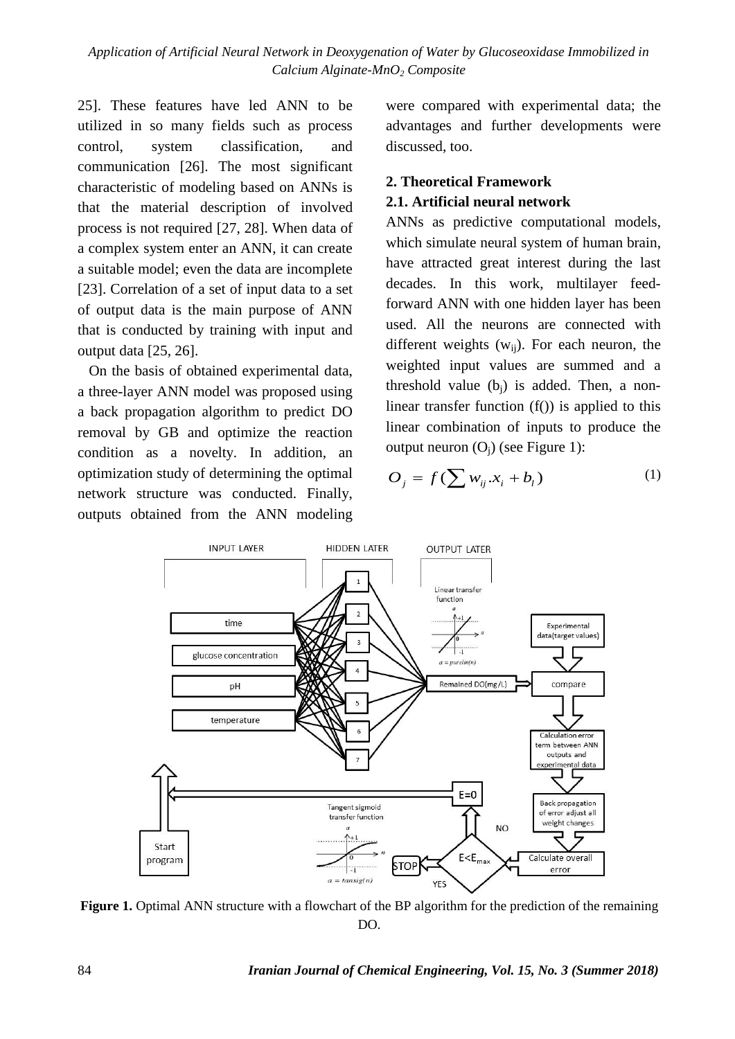25]. These features have led ANN to be utilized in so many fields such as process control, system classification, and communication [26]. The most significant characteristic of modeling based on ANNs is that the material description of involved process is not required [27, 28]. When data of a complex system enter an ANN, it can create a suitable model; even the data are incomplete [23]. Correlation of a set of input data to a set of output data is the main purpose of ANN that is conducted by training with input and output data [25, 26].

On the basis of obtained experimental data, a three-layer ANN model was proposed using a back propagation algorithm to predict DO removal by GB and optimize the reaction condition as a novelty. In addition, an optimization study of determining the optimal network structure was conducted. Finally, outputs obtained from the ANN modeling were compared with experimental data; the advantages and further developments were discussed, too.

## 2. Theoretical Framework

### 2.1. Artificial neural network

ANNs as predictive computational models, which simulate neural system of human brain, have attracted great interest during the last decades. In this work, multilayer feed-forward ANN with one hidden layer has been used. All the neurons are connected with different weights ($w_{ij}$). For each neuron, the weighted input values are summed and a threshold value ($b_j$) is added. Then, a non-linear transfer function (f()) is applied to this linear combination of inputs to produce the output neuron ($O_j$) (see Figure 1):

$$O_j = f(\sum w_{ij}.x_i + b_l) \tag{1}$$

**Figure 1.** Optimal ANN structure with a flowchart of the BP algorithm for the prediction of the remaining DO.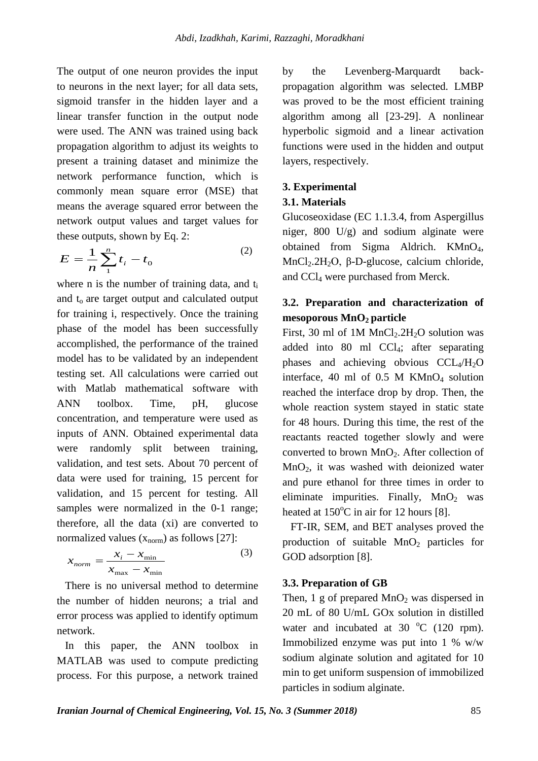The output of one neuron provides the input to neurons in the next layer; for all data sets, sigmoid transfer in the hidden layer and a linear transfer function in the output node were used. The ANN was trained using back propagation algorithm to adjust its weights to present a training dataset and minimize the network performance function, which is commonly mean square error (MSE) that means the average squared error between the network output values and target values for these outputs, shown by Eq. 2:

$$E = \frac{1}{n}\sum_{1}^{n} t_i - t_o \tag{2}$$

where n is the number of training data, and $t_i$ and $t_o$ are target output and calculated output for training i, respectively. Once the training phase of the model has been successfully accomplished, the performance of the trained model has to be validated by an independent testing set. All calculations were carried out with Matlab mathematical software with ANN toolbox. Time, pH, glucose concentration, and temperature were used as inputs of ANN. Obtained experimental data were randomly split between training, validation, and test sets. About 70 percent of data were used for training, 15 percent for validation, and 15 percent for testing. All samples were normalized in the 0-1 range; therefore, all the data (xi) are converted to normalized values ($x_{norm}$) as follows [27]:

$$x_{norm} = \frac{x_i - x_{\min}}{x_{\max} - x_{\min}} \tag{3}$$

There is no universal method to determine the number of hidden neurons; a trial and error process was applied to identify optimum network.

In this paper, the ANN toolbox in MATLAB was used to compute predicting process. For this purpose, a network trained by the Levenberg-Marquardt back-propagation algorithm was selected. LMBP was proved to be the most efficient training algorithm among all [23-29]. A nonlinear hyperbolic sigmoid and a linear activation functions were used in the hidden and output layers, respectively.

## 3. Experimental

### 3.1. Materials

Glucoseoxidase (EC 1.1.3.4, from Aspergillus niger, 800 U/g) and sodium alginate were obtained from Sigma Aldrich. $KMnO_4$, $MnCl_2.2H_2O$, β-D-glucose, calcium chloride, and $CCl_4$ were purchased from Merck.

### 3.2. Preparation and characterization of mesoporous $MnO_2$ particle

First, 30 ml of 1M $MnCl_2.2H_2O$ solution was added into 80 ml $CCl_4$; after separating phases and achieving obvious $CCL_4/H_2O$ interface, 40 ml of 0.5 M $KMnO_4$ solution reached the interface drop by drop. Then, the whole reaction system stayed in static state for 48 hours. During this time, the rest of the reactants reacted together slowly and were converted to brown $MnO_2$. After collection of $MnO_2$, it was washed with deionized water and pure ethanol for three times in order to eliminate impurities. Finally, $MnO_2$ was heated at 150$^o$C in air for 12 hours [8].

FT-IR, SEM, and BET analyses proved the production of suitable $MnO_2$ particles for GOD adsorption [8].

### 3.3. Preparation of GB

Then, 1 g of prepared $MnO_2$ was dispersed in 20 mL of 80 U/mL GOx solution in distilled water and incubated at 30 $^o$C (120 rpm). Immobilized enzyme was put into 1 % w/w sodium alginate solution and agitated for 10 min to get uniform suspension of immobilized particles in sodium alginate.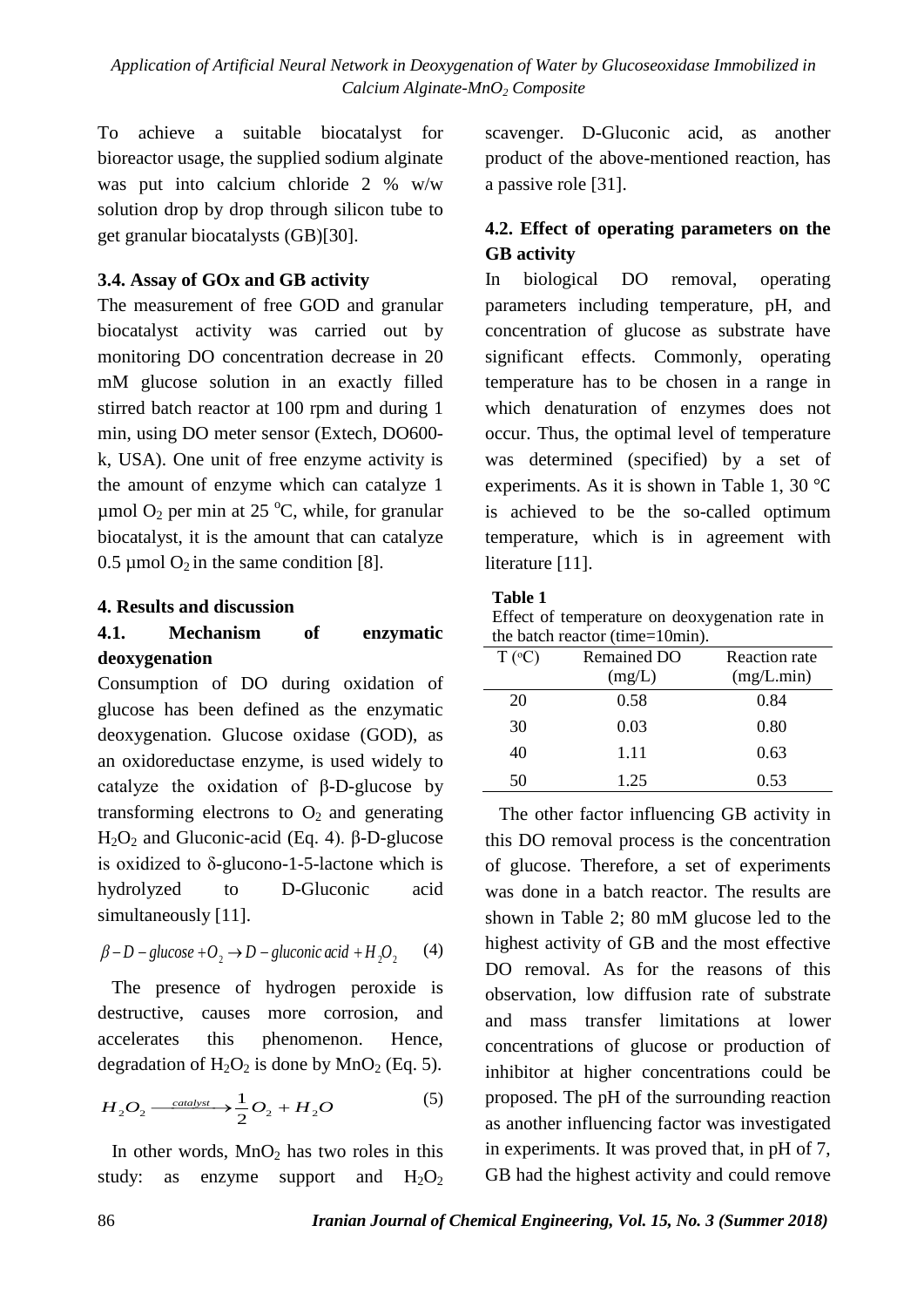To achieve a suitable biocatalyst for bioreactor usage, the supplied sodium alginate was put into calcium chloride 2 % w/w solution drop by drop through silicon tube to get granular biocatalysts (GB)[30].

### 3.4. Assay of GOx and GB activity

The measurement of free GOD and granular biocatalyst activity was carried out by monitoring DO concentration decrease in 20 mM glucose solution in an exactly filled stirred batch reactor at 100 rpm and during 1 min, using DO meter sensor (Extech, DO600-k, USA). One unit of free enzyme activity is the amount of enzyme which can catalyze 1 µmol $O_2$ per min at 25 °C, while, for granular biocatalyst, it is the amount that can catalyze 0.5 µmol $O_2$ in the same condition [8].

## 4. Results and discussion

### 4.1. Mechanism of enzymatic deoxygenation

Consumption of DO during oxidation of glucose has been defined as the enzymatic deoxygenation. Glucose oxidase (GOD), as an oxidoreductase enzyme, is used widely to catalyze the oxidation of β-D-glucose by transforming electrons to $O_2$ and generating $H_2O_2$ and Gluconic-acid (Eq. 4). β-D-glucose is oxidized to δ-glucono-1-5-lactone which is hydrolyzed to D-Gluconic acid simultaneously [11].

$$\beta - D - glucose + O_2 \rightarrow D - gluconic\ acid + H_2O_2 \qquad (4)$$

The presence of hydrogen peroxide is destructive, causes more corrosion, and accelerates this phenomenon. Hence, degradation of $H_2O_2$ is done by $MnO_2$ (Eq. 5).

$$H_2O_2 \xrightarrow{catalyst} \frac{1}{2}O_2 + H_2O \qquad (5)$$

In other words, $MnO_2$ has two roles in this study: as enzyme support and $H_2O_2$ scavenger. D-Gluconic acid, as another product of the above-mentioned reaction, has a passive role [31].

### 4.2. Effect of operating parameters on the GB activity

In biological DO removal, operating parameters including temperature, pH, and concentration of glucose as substrate have significant effects. Commonly, operating temperature has to be chosen in a range in which denaturation of enzymes does not occur. Thus, the optimal level of temperature was determined (specified) by a set of experiments. As it is shown in Table 1, 30 ℃ is achieved to be the so-called optimum temperature, which is in agreement with literature [11].

**Table 1**
Effect of temperature on deoxygenation rate in the batch reactor (time=10min).

| T (°C) | Remained DO (mg/L) | Reaction rate (mg/L.min) |
|---|---|---|
| 20 | 0.58 | 0.84 |
| 30 | 0.03 | 0.80 |
| 40 | 1.11 | 0.63 |
| 50 | 1.25 | 0.53 |

The other factor influencing GB activity in this DO removal process is the concentration of glucose. Therefore, a set of experiments was done in a batch reactor. The results are shown in Table 2; 80 mM glucose led to the highest activity of GB and the most effective DO removal. As for the reasons of this observation, low diffusion rate of substrate and mass transfer limitations at lower concentrations of glucose or production of inhibitor at higher concentrations could be proposed. The pH of the surrounding reaction as another influencing factor was investigated in experiments. It was proved that, in pH of 7, GB had the highest activity and could remove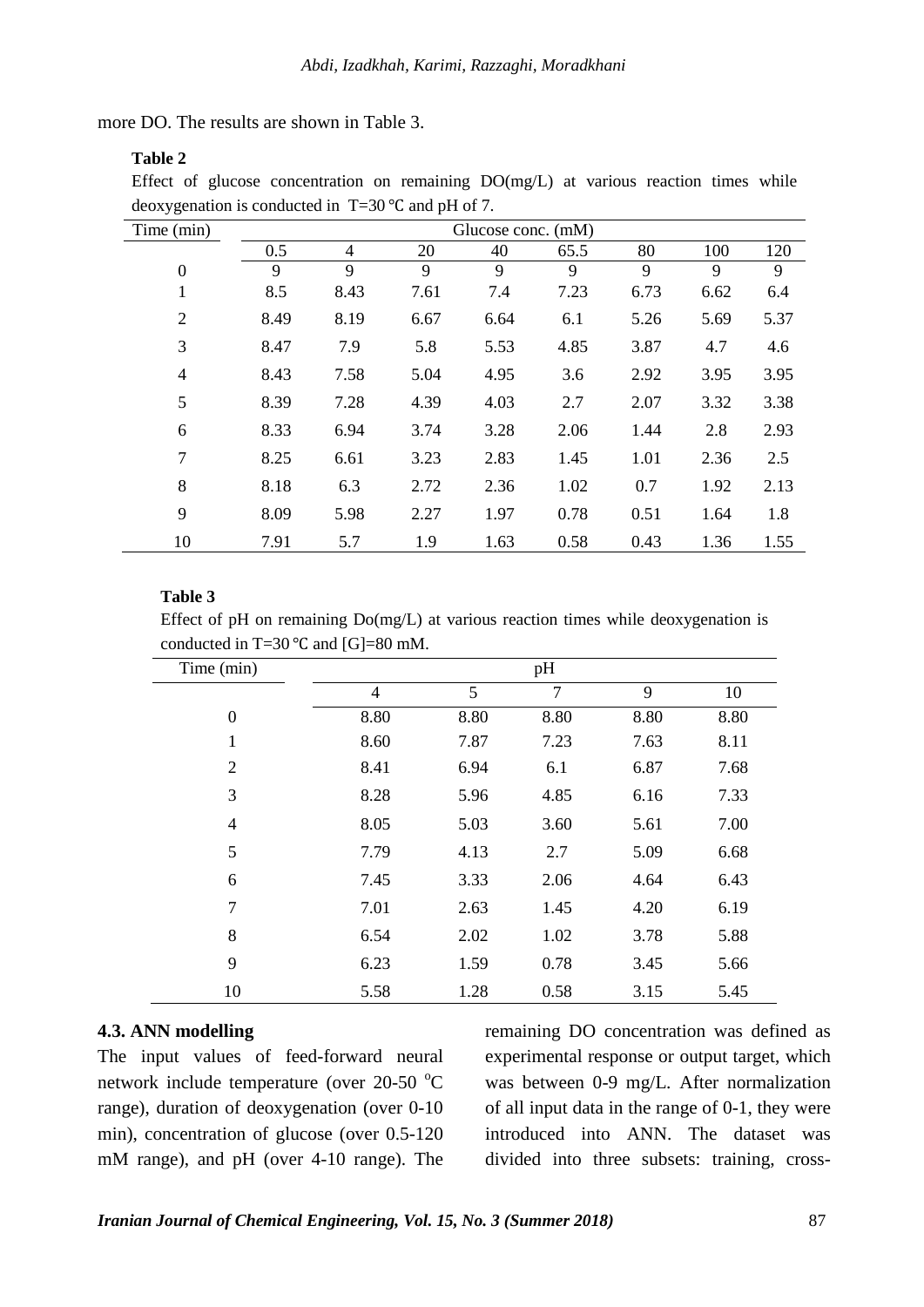more DO. The results are shown in Table 3.

**Table 2**

Effect of glucose concentration on remaining DO(mg/L) at various reaction times while deoxygenation is conducted in T=30 ℃ and pH of 7.

| Time (min) | Glucose conc. (mM) | | | | | | | |
|---|---|---|---|---|---|---|---|---|
| | 0.5 | 4 | 20 | 40 | 65.5 | 80 | 100 | 120 |
| 0 | 9 | 9 | 9 | 9 | 9 | 9 | 9 | 9 |
| 1 | 8.5 | 8.43 | 7.61 | 7.4 | 7.23 | 6.73 | 6.62 | 6.4 |
| 2 | 8.49 | 8.19 | 6.67 | 6.64 | 6.1 | 5.26 | 5.69 | 5.37 |
| 3 | 8.47 | 7.9 | 5.8 | 5.53 | 4.85 | 3.87 | 4.7 | 4.6 |
| 4 | 8.43 | 7.58 | 5.04 | 4.95 | 3.6 | 2.92 | 3.95 | 3.95 |
| 5 | 8.39 | 7.28 | 4.39 | 4.03 | 2.7 | 2.07 | 3.32 | 3.38 |
| 6 | 8.33 | 6.94 | 3.74 | 3.28 | 2.06 | 1.44 | 2.8 | 2.93 |
| 7 | 8.25 | 6.61 | 3.23 | 2.83 | 1.45 | 1.01 | 2.36 | 2.5 |
| 8 | 8.18 | 6.3 | 2.72 | 2.36 | 1.02 | 0.7 | 1.92 | 2.13 |
| 9 | 8.09 | 5.98 | 2.27 | 1.97 | 0.78 | 0.51 | 1.64 | 1.8 |
| 10 | 7.91 | 5.7 | 1.9 | 1.63 | 0.58 | 0.43 | 1.36 | 1.55 |

**Table 3**

Effect of pH on remaining Do(mg/L) at various reaction times while deoxygenation is conducted in T=30 ℃ and [G]=80 mM.

| Time (min) | pH | | | | |
|---|---|---|---|---|---|
| | 4 | 5 | 7 | 9 | 10 |
| 0 | 8.80 | 8.80 | 8.80 | 8.80 | 8.80 |
| 1 | 8.60 | 7.87 | 7.23 | 7.63 | 8.11 |
| 2 | 8.41 | 6.94 | 6.1 | 6.87 | 7.68 |
| 3 | 8.28 | 5.96 | 4.85 | 6.16 | 7.33 |
| 4 | 8.05 | 5.03 | 3.60 | 5.61 | 7.00 |
| 5 | 7.79 | 4.13 | 2.7 | 5.09 | 6.68 |
| 6 | 7.45 | 3.33 | 2.06 | 4.64 | 6.43 |
| 7 | 7.01 | 2.63 | 1.45 | 4.20 | 6.19 |
| 8 | 6.54 | 2.02 | 1.02 | 3.78 | 5.88 |
| 9 | 6.23 | 1.59 | 0.78 | 3.45 | 5.66 |
| 10 | 5.58 | 1.28 | 0.58 | 3.15 | 5.45 |

### 4.3. ANN modelling

The input values of feed-forward neural network include temperature (over 20-50 $^oC$ range), duration of deoxygenation (over 0-10 min), concentration of glucose (over 0.5-120 mM range), and pH (over 4-10 range). The remaining DO concentration was defined as experimental response or output target, which was between 0-9 mg/L. After normalization of all input data in the range of 0-1, they were introduced into ANN. The dataset was divided into three subsets: training, cross-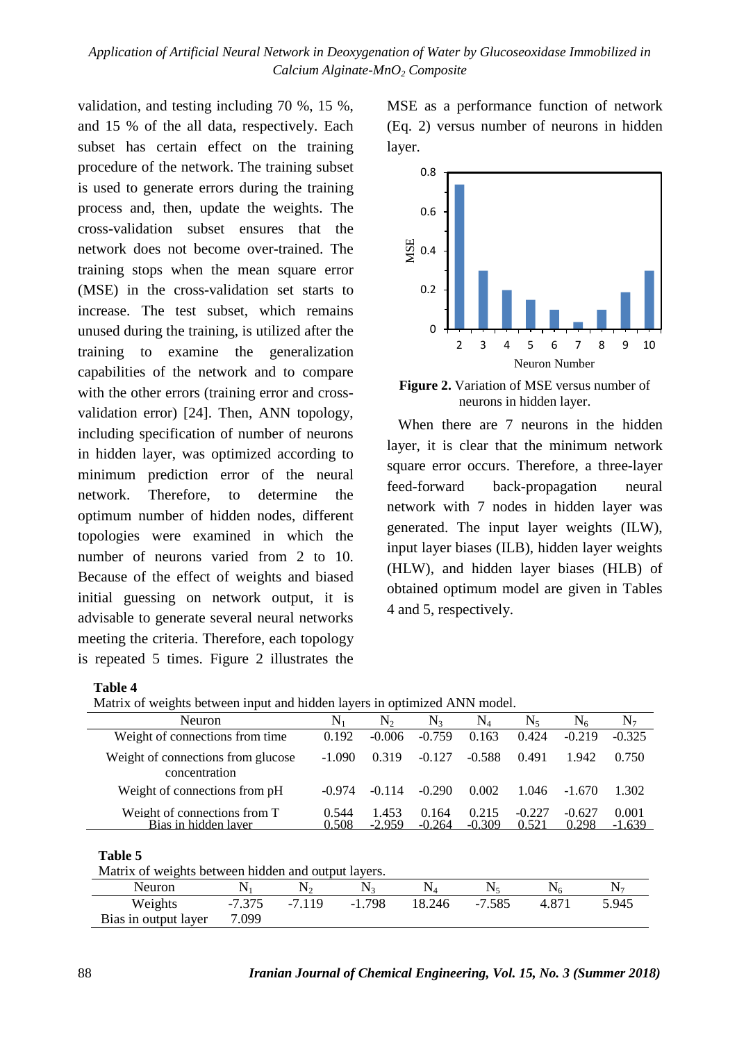validation, and testing including 70 %, 15 %, and 15 % of the all data, respectively. Each subset has certain effect on the training procedure of the network. The training subset is used to generate errors during the training process and, then, update the weights. The cross-validation subset ensures that the network does not become over-trained. The training stops when the mean square error (MSE) in the cross-validation set starts to increase. The test subset, which remains unused during the training, is utilized after the training to examine the generalization capabilities of the network and to compare with the other errors (training error and cross-validation error) [24]. Then, ANN topology, including specification of number of neurons in hidden layer, was optimized according to minimum prediction error of the neural network. Therefore, to determine the optimum number of hidden nodes, different topologies were examined in which the number of neurons varied from 2 to 10. Because of the effect of weights and biased initial guessing on network output, it is advisable to generate several neural networks meeting the criteria. Therefore, each topology is repeated 5 times. Figure 2 illustrates the MSE as a performance function of network (Eq. 2) versus number of neurons in hidden layer.

**Figure 2.** Variation of MSE versus number of neurons in hidden layer.

When there are 7 neurons in the hidden layer, it is clear that the minimum network square error occurs. Therefore, a three-layer feed-forward back-propagation neural network with 7 nodes in hidden layer was generated. The input layer weights (ILW), input layer biases (ILB), hidden layer weights (HLW), and hidden layer biases (HLB) of obtained optimum model are given in Tables 4 and 5, respectively.

**Table 4**
Matrix of weights between input and hidden layers in optimized ANN model.

| Neuron | $N_1$ | $N_2$ | $N_3$ | $N_4$ | $N_5$ | $N_6$ | $N_7$ |
|---|---|---|---|---|---|---|---|
| Weight of connections from time | 0.192 | -0.006 | -0.759 | 0.163 | 0.424 | -0.219 | -0.325 |
| Weight of connections from glucose concentration | -1.090 | 0.319 | -0.127 | -0.588 | 0.491 | 1.942 | 0.750 |
| Weight of connections from pH | -0.974 | -0.114 | -0.290 | 0.002 | 1.046 | -1.670 | 1.302 |
| Weight of connections from T | 0.544 | 1.453 | 0.164 | 0.215 | -0.227 | -0.627 | 0.001 |
| Bias in hidden layer | 0.508 | -2.959 | -0.264 | -0.309 | 0.521 | 0.298 | -1.639 |

**Table 5**
Matrix of weights between hidden and output layers.

| Neuron | $N_1$ | $N_2$ | $N_3$ | $N_4$ | $N_5$ | $N_6$ | $N_7$ |
|---|---|---|---|---|---|---|---|
| Weights | -7.375 | -7.119 | -1.798 | 18.246 | -7.585 | 4.871 | 5.945 |
| Bias in output layer | 7.099 | | | | | | |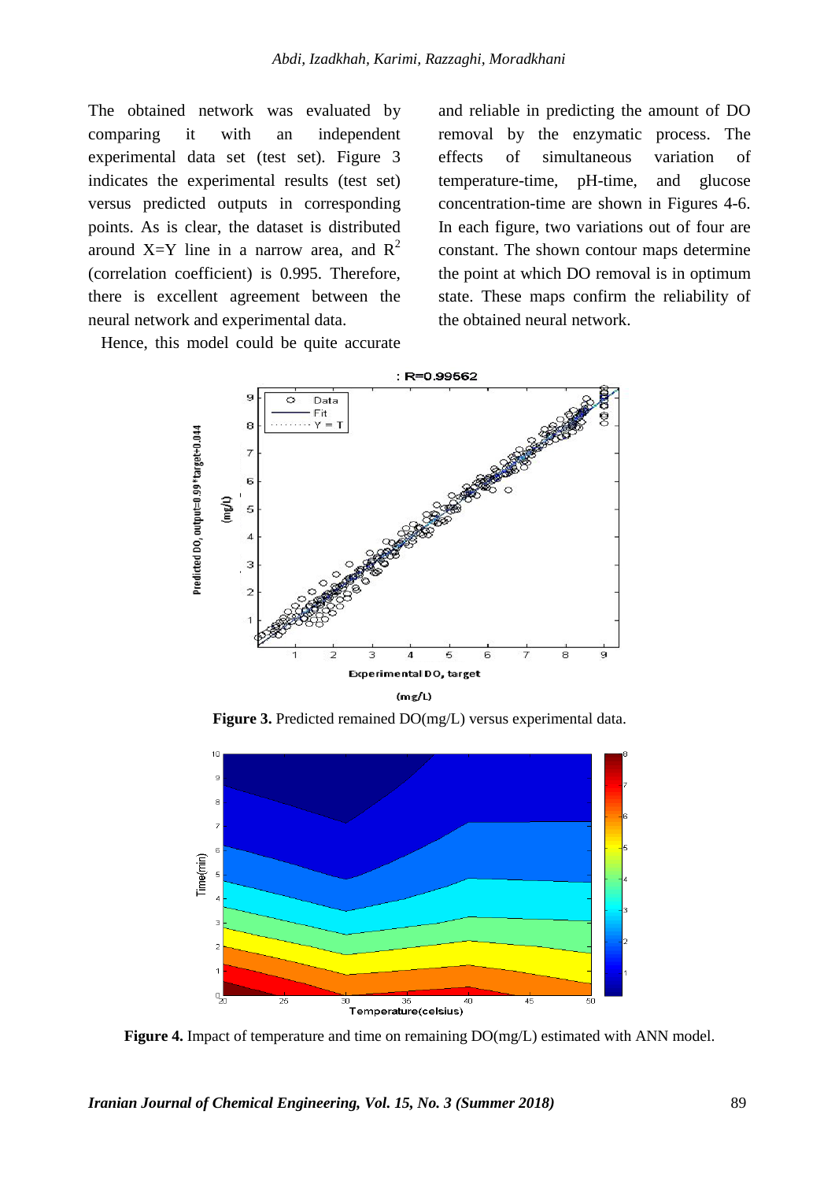The obtained network was evaluated by comparing it with an independent experimental data set (test set). Figure 3 indicates the experimental results (test set) versus predicted outputs in corresponding points. As is clear, the dataset is distributed around X=Y line in a narrow area, and $R^2$ (correlation coefficient) is 0.995. Therefore, there is excellent agreement between the neural network and experimental data.

Hence, this model could be quite accurate and reliable in predicting the amount of DO removal by the enzymatic process. The effects of simultaneous variation of temperature-time, pH-time, and glucose concentration-time are shown in Figures 4-6. In each figure, two variations out of four are constant. The shown contour maps determine the point at which DO removal is in optimum state. These maps confirm the reliability of the obtained neural network.

**Figure 3.** Predicted remained DO(mg/L) versus experimental data.

**Figure 4.** Impact of temperature and time on remaining DO(mg/L) estimated with ANN model.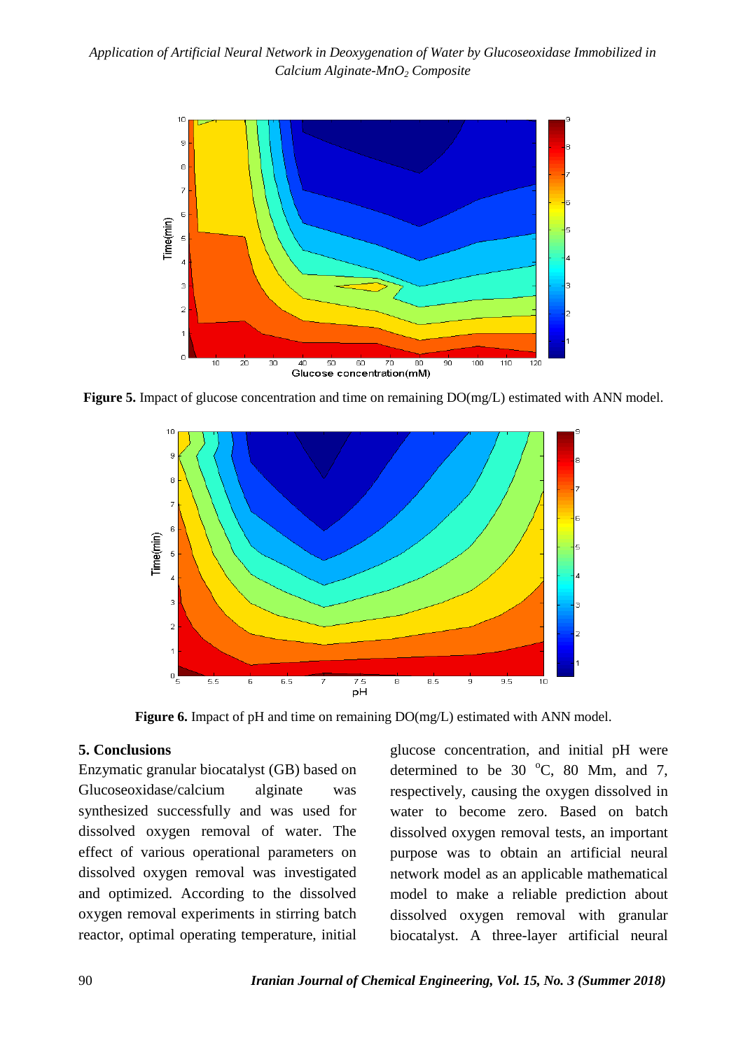**Figure 5.** Impact of glucose concentration and time on remaining DO(mg/L) estimated with ANN model.

**Figure 6.** Impact of pH and time on remaining DO(mg/L) estimated with ANN model.

## 5. Conclusions

Enzymatic granular biocatalyst (GB) based on Glucoseoxidase/calcium alginate was synthesized successfully and was used for dissolved oxygen removal of water. The effect of various operational parameters on dissolved oxygen removal was investigated and optimized. According to the dissolved oxygen removal experiments in stirring batch reactor, optimal operating temperature, initial glucose concentration, and initial pH were determined to be 30 $^{o}$C, 80 Mm, and 7, respectively, causing the oxygen dissolved in water to become zero. Based on batch dissolved oxygen removal tests, an important purpose was to obtain an artificial neural network model as an applicable mathematical model to make a reliable prediction about dissolved oxygen removal with granular biocatalyst. A three-layer artificial neural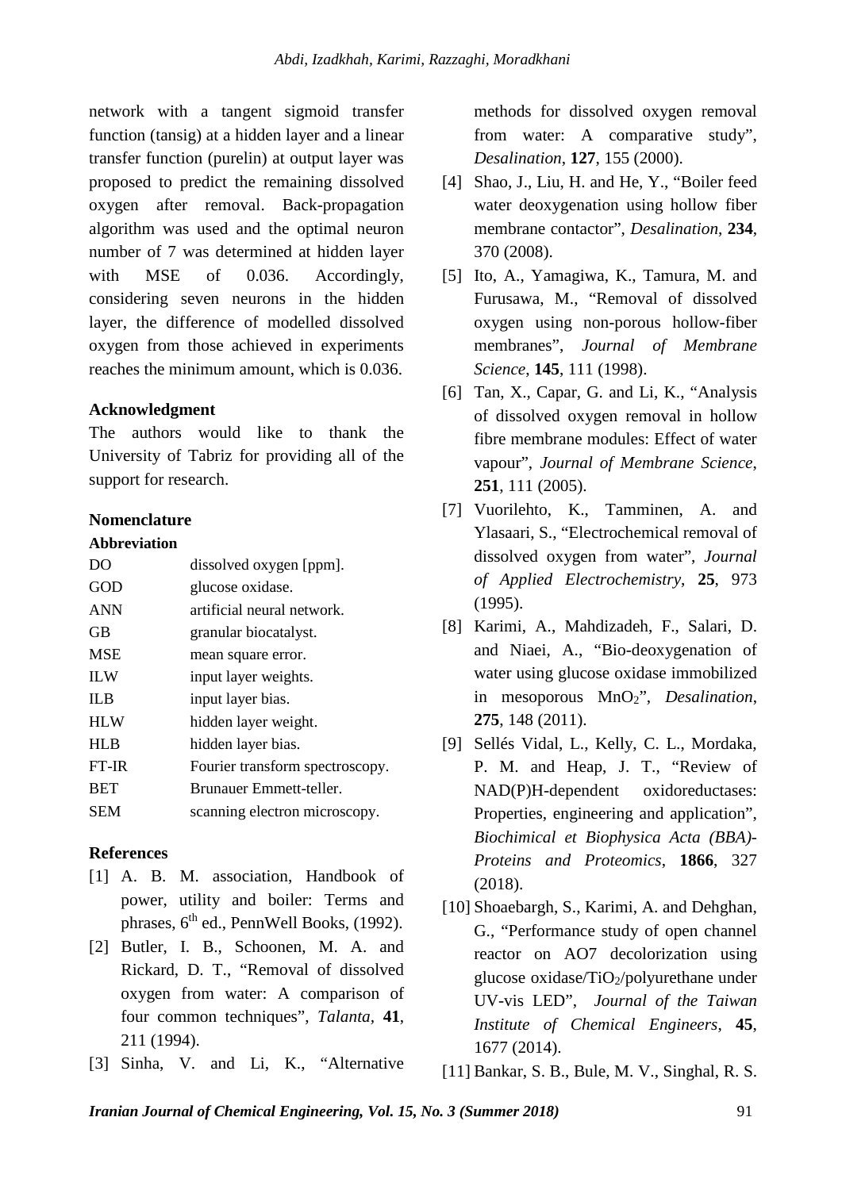network with a tangent sigmoid transfer function (tansig) at a hidden layer and a linear transfer function (purelin) at output layer was proposed to predict the remaining dissolved oxygen after removal. Back-propagation algorithm was used and the optimal neuron number of 7 was determined at hidden layer with MSE of 0.036. Accordingly, considering seven neurons in the hidden layer, the difference of modelled dissolved oxygen from those achieved in experiments reaches the minimum amount, which is 0.036.

## Acknowledgment

The authors would like to thank the University of Tabriz for providing all of the support for research.

## Nomenclature

**Abbreviation**

| | |
|---|---|
| DO | dissolved oxygen [ppm]. |
| GOD | glucose oxidase. |
| ANN | artificial neural network. |
| GB | granular biocatalyst. |
| MSE | mean square error. |
| ILW | input layer weights. |
| ILB | input layer bias. |
| HLW | hidden layer weight. |
| HLB | hidden layer bias. |
| FT-IR | Fourier transform spectroscopy. |
| BET | Brunauer Emmett-teller. |
| SEM | scanning electron microscopy. |

## References

[1] A. B. M. association, Handbook of power, utility and boiler: Terms and phrases, 6th ed., PennWell Books, (1992).

[2] Butler, I. B., Schoonen, M. A. and Rickard, D. T., "Removal of dissolved oxygen from water: A comparison of four common techniques", *Talanta*, **41**, 211 (1994).

[3] Sinha, V. and Li, K., "Alternative methods for dissolved oxygen removal from water: A comparative study", *Desalination*, **127**, 155 (2000).

[4] Shao, J., Liu, H. and He, Y., "Boiler feed water deoxygenation using hollow fiber membrane contactor", *Desalination*, **234**, 370 (2008).

[5] Ito, A., Yamagiwa, K., Tamura, M. and Furusawa, M., "Removal of dissolved oxygen using non-porous hollow-fiber membranes", *Journal of Membrane Science*, **145**, 111 (1998).

[6] Tan, X., Capar, G. and Li, K., "Analysis of dissolved oxygen removal in hollow fibre membrane modules: Effect of water vapour", *Journal of Membrane Science*, **251**, 111 (2005).

[7] Vuorilehto, K., Tamminen, A. and Ylasaari, S., "Electrochemical removal of dissolved oxygen from water", *Journal of Applied Electrochemistry*, **25**, 973 (1995).

[8] Karimi, A., Mahdizadeh, F., Salari, D. and Niaei, A., "Bio-deoxygenation of water using glucose oxidase immobilized in mesoporous $MnO_2$", *Desalination*, **275**, 148 (2011).

[9] Sellés Vidal, L., Kelly, C. L., Mordaka, P. M. and Heap, J. T., "Review of NAD(P)H-dependent oxidoreductases: Properties, engineering and application", *Biochimical et Biophysica Acta (BBA)-Proteins and Proteomics*, **1866**, 327 (2018).

[10] Shoaebargh, S., Karimi, A. and Dehghan, G., "Performance study of open channel reactor on AO7 decolorization using glucose oxidase/$TiO_2$/polyurethane under UV-vis LED", *Journal of the Taiwan Institute of Chemical Engineers*, **45**, 1677 (2014).

[11] Bankar, S. B., Bule, M. V., Singhal, R. S.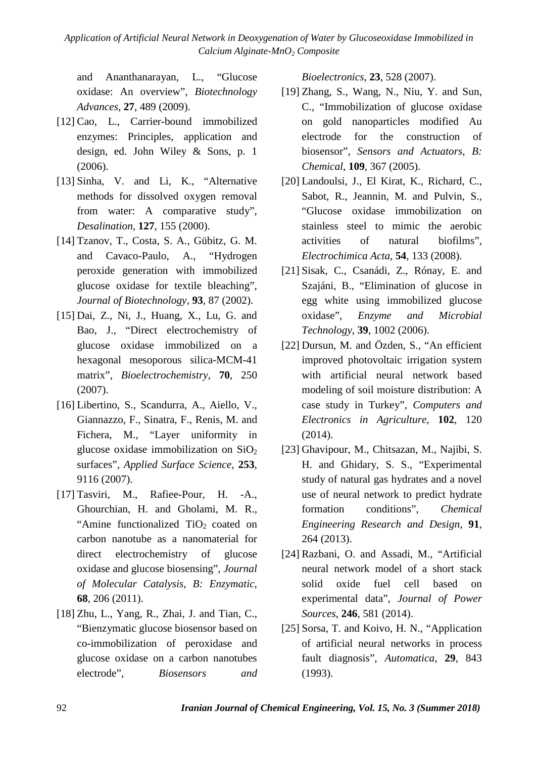and Ananthanarayan, L., "Glucose oxidase: An overview", *Biotechnology Advances*, **27**, 489 (2009).

[12] Cao, L., Carrier-bound immobilized enzymes: Principles, application and design, ed. John Wiley & Sons, p. 1 (2006).

[13] Sinha, V. and Li, K., "Alternative methods for dissolved oxygen removal from water: A comparative study", *Desalination*, **127**, 155 (2000).

[14] Tzanov, T., Costa, S. A., Gübitz, G. M. and Cavaco-Paulo, A., "Hydrogen peroxide generation with immobilized glucose oxidase for textile bleaching", *Journal of Biotechnology*, **93**, 87 (2002).

[15] Dai, Z., Ni, J., Huang, X., Lu, G. and Bao, J., "Direct electrochemistry of glucose oxidase immobilized on a hexagonal mesoporous silica-MCM-41 matrix", *Bioelectrochemistry*, **70**, 250 (2007).

[16] Libertino, S., Scandurra, A., Aiello, V., Giannazzo, F., Sinatra, F., Renis, M. and Fichera, M., "Layer uniformity in glucose oxidase immobilization on $SiO_2$ surfaces", *Applied Surface Science*, **253**, 9116 (2007).

[17] Tasviri, M., Rafiee-Pour, H. -A., Ghourchian, H. and Gholami, M. R., "Amine functionalized $TiO_2$ coated on carbon nanotube as a nanomaterial for direct electrochemistry of glucose oxidase and glucose biosensing", *Journal of Molecular Catalysis, B: Enzymatic*, **68**, 206 (2011).

[18] Zhu, L., Yang, R., Zhai, J. and Tian, C., "Bienzymatic glucose biosensor based on co-immobilization of peroxidase and glucose oxidase on a carbon nanotubes electrode", *Biosensors and Bioelectronics*, **23**, 528 (2007).

[19] Zhang, S., Wang, N., Niu, Y. and Sun, C., "Immobilization of glucose oxidase on gold nanoparticles modified Au electrode for the construction of biosensor", *Sensors and Actuators, B: Chemical*, **109**, 367 (2005).

[20] Landoulsi, J., El Kirat, K., Richard, C., Sabot, R., Jeannin, M. and Pulvin, S., "Glucose oxidase immobilization on stainless steel to mimic the aerobic activities of natural biofilms", *Electrochimica Acta*, **54**, 133 (2008).

[21] Sisak, C., Csanádi, Z., Rónay, E. and Szajáni, B., "Elimination of glucose in egg white using immobilized glucose oxidase", *Enzyme and Microbial Technology*, **39**, 1002 (2006).

[22] Dursun, M. and Özden, S., "An efficient improved photovoltaic irrigation system with artificial neural network based modeling of soil moisture distribution: A case study in Turkey", *Computers and Electronics in Agriculture*, **102**, 120 (2014).

[23] Ghavipour, M., Chitsazan, M., Najibi, S. H. and Ghidary, S. S., "Experimental study of natural gas hydrates and a novel use of neural network to predict hydrate formation conditions", *Chemical Engineering Research and Design*, **91**, 264 (2013).

[24] Razbani, O. and Assadi, M., "Artificial neural network model of a short stack solid oxide fuel cell based on experimental data", *Journal of Power Sources*, **246**, 581 (2014).

[25] Sorsa, T. and Koivo, H. N., "Application of artificial neural networks in process fault diagnosis", *Automatica*, **29**, 843 (1993).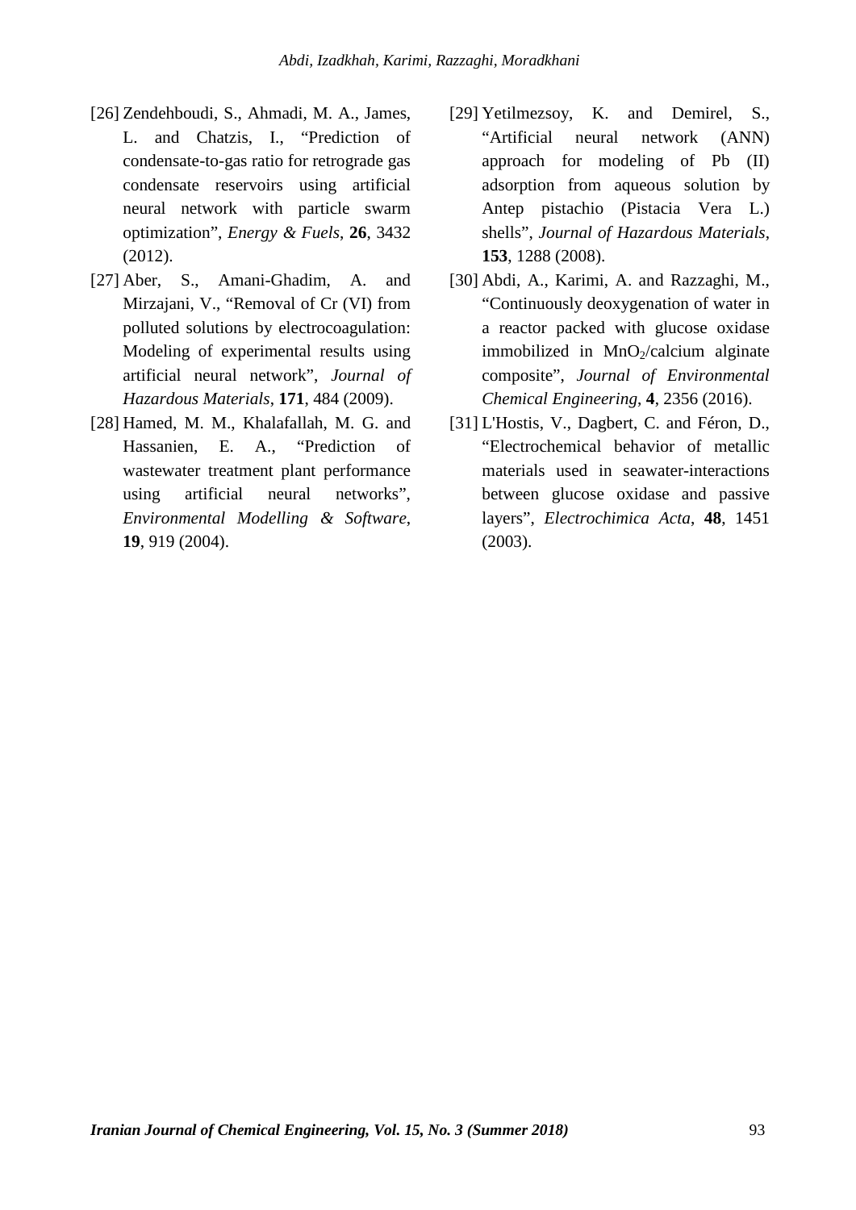[26] Zendehboudi, S., Ahmadi, M. A., James, L. and Chatzis, I., "Prediction of condensate-to-gas ratio for retrograde gas condensate reservoirs using artificial neural network with particle swarm optimization", *Energy & Fuels*, **26**, 3432 (2012).

[27] Aber, S., Amani-Ghadim, A. and Mirzajani, V., "Removal of Cr (VI) from polluted solutions by electrocoagulation: Modeling of experimental results using artificial neural network", *Journal of Hazardous Materials*, **171**, 484 (2009).

[28] Hamed, M. M., Khalafallah, M. G. and Hassanien, E. A., "Prediction of wastewater treatment plant performance using artificial neural networks", *Environmental Modelling & Software*, **19**, 919 (2004).

[29] Yetilmezsoy, K. and Demirel, S., "Artificial neural network (ANN) approach for modeling of Pb (II) adsorption from aqueous solution by Antep pistachio (Pistacia Vera L.) shells", *Journal of Hazardous Materials*, **153**, 1288 (2008).

[30] Abdi, A., Karimi, A. and Razzaghi, M., "Continuously deoxygenation of water in a reactor packed with glucose oxidase immobilized in $MnO_2$/calcium alginate composite", *Journal of Environmental Chemical Engineering*, **4**, 2356 (2016).

[31] L'Hostis, V., Dagbert, C. and Féron, D., "Electrochemical behavior of metallic materials used in seawater-interactions between glucose oxidase and passive layers", *Electrochimica Acta*, **48**, 1451 (2003).